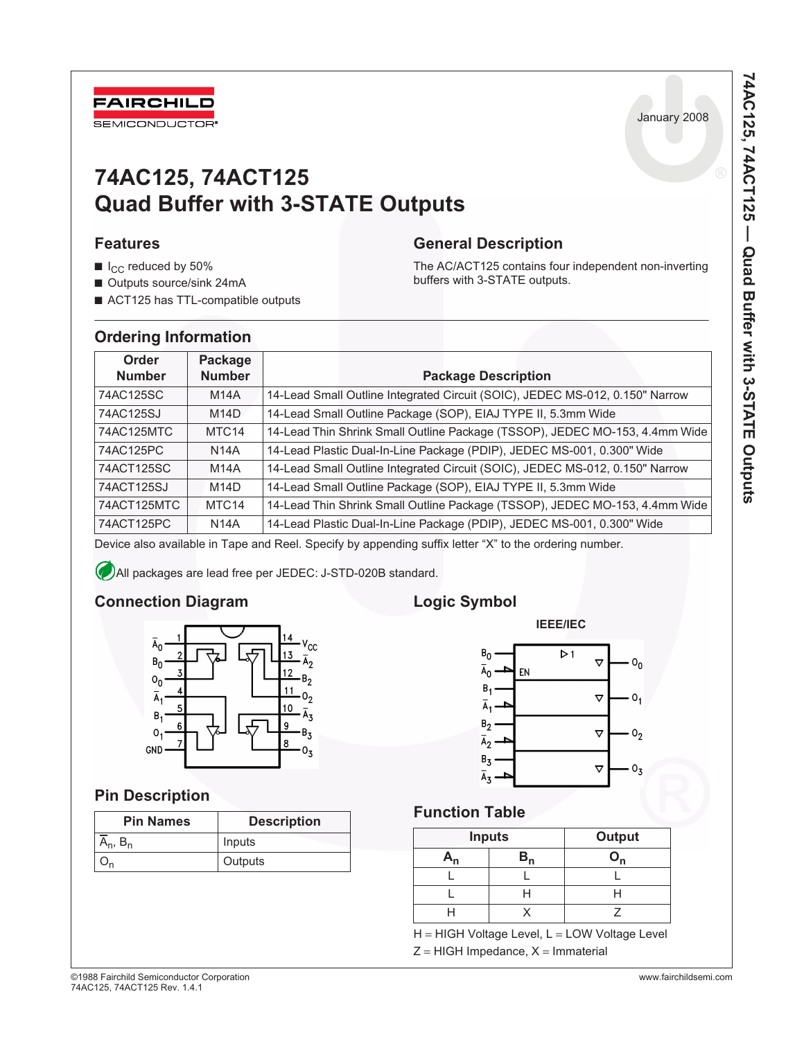January 2008

# 74AC125, 74ACT125
# Quad Buffer with 3-STATE Outputs

## Features

- $I_{CC}$ reduced by 50%
- Outputs source/sink 24mA
- ACT125 has TTL-compatible outputs

## General Description

The AC/ACT125 contains four independent non-inverting buffers with 3-STATE outputs.

## Ordering Information

| Order Number | Package Number | Package Description |
|---|---|---|
| 74AC125SC | M14A | 14-Lead Small Outline Integrated Circuit (SOIC), JEDEC MS-012, 0.150" Narrow |
| 74AC125SJ | M14D | 14-Lead Small Outline Package (SOP), EIAJ TYPE II, 5.3mm Wide |
| 74AC125MTC | MTC14 | 14-Lead Thin Shrink Small Outline Package (TSSOP), JEDEC MO-153, 4.4mm Wide |
| 74AC125PC | N14A | 14-Lead Plastic Dual-In-Line Package (PDIP), JEDEC MS-001, 0.300" Wide |
| 74ACT125SC | M14A | 14-Lead Small Outline Integrated Circuit (SOIC), JEDEC MS-012, 0.150" Narrow |
| 74ACT125SJ | M14D | 14-Lead Small Outline Package (SOP), EIAJ TYPE II, 5.3mm Wide |
| 74ACT125MTC | MTC14 | 14-Lead Thin Shrink Small Outline Package (TSSOP), JEDEC MO-153, 4.4mm Wide |
| 74ACT125PC | N14A | 14-Lead Plastic Dual-In-Line Package (PDIP), JEDEC MS-001, 0.300" Wide |

Device also available in Tape and Reel. Specify by appending suffix letter “X” to the ordering number.

All packages are lead free per JEDEC: J-STD-020B standard.

## Connection Diagram

## Logic Symbol

IEEE/IEC

## Pin Description

| Pin Names | Description |
|---|---|
| $\overline{A}_n$, $B_n$ | Inputs |
| $O_n$ | Outputs |

## Function Table

| Inputs | | Output |
|---|---|---|
| $\overline{A}_n$ | $B_n$ | $O_n$ |
| L | L | L |
| L | H | H |
| H | X | Z |

H = HIGH Voltage Level, L = LOW Voltage Level
Z = HIGH Impedance, X = Immaterial

©1988 Fairchild Semiconductor Corporation
74AC125, 74ACT125 Rev. 1.4.1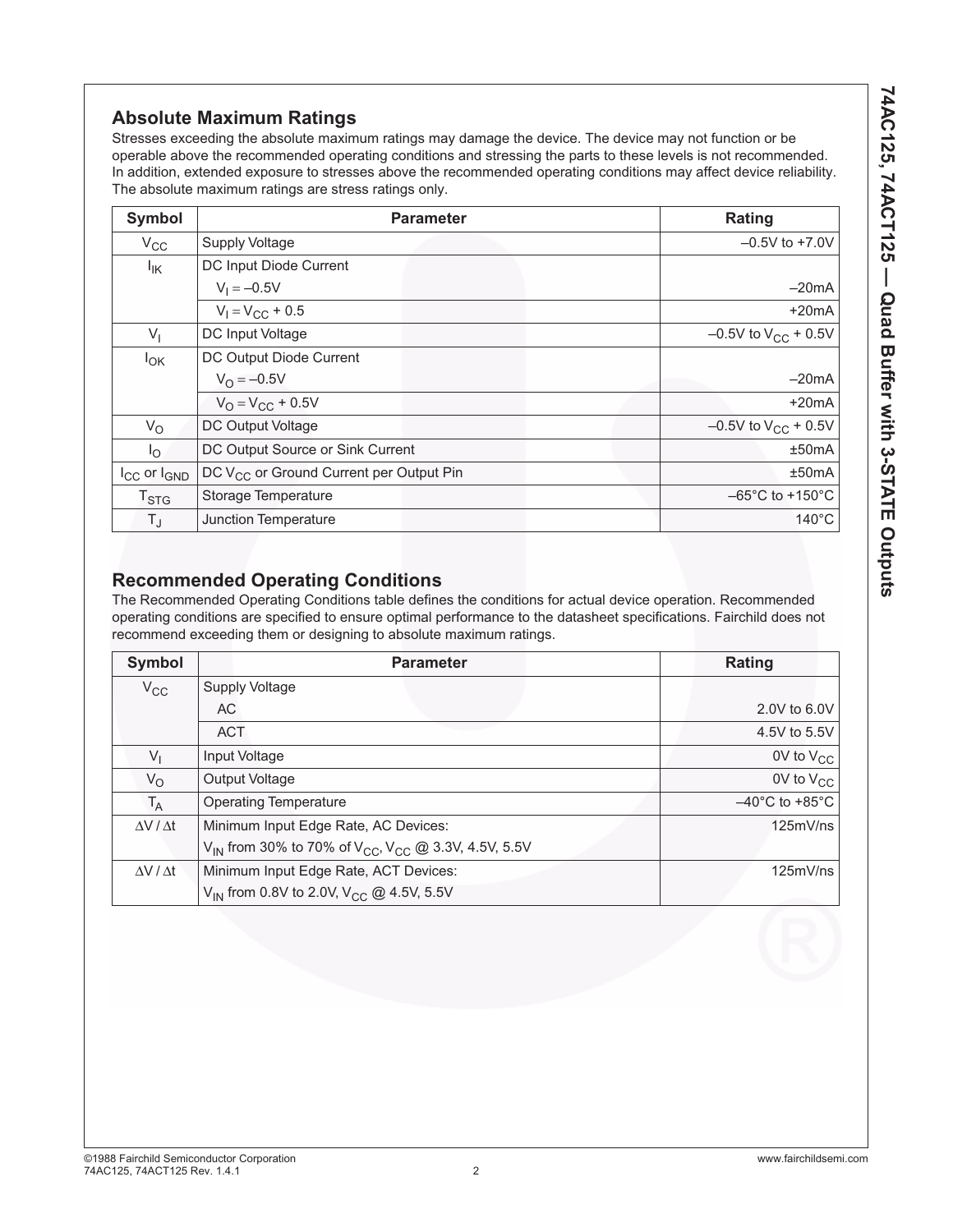## Absolute Maximum Ratings

Stresses exceeding the absolute maximum ratings may damage the device. The device may not function or be operable above the recommended operating conditions and stressing the parts to these levels is not recommended. In addition, extended exposure to stresses above the recommended operating conditions may affect device reliability. The absolute maximum ratings are stress ratings only.

| Symbol | Parameter | Rating |
|---|---|---|
| $V_{CC}$ | Supply Voltage | –0.5V to +7.0V |
| $I_{IK}$ | DC Input Diode Current | |
| | $V_I = –0.5V$ | –20mA |
| | $V_I = V_{CC} + 0.5$ | +20mA |
| $V_I$ | DC Input Voltage | –0.5V to $V_{CC}$ + 0.5V |
| $I_{OK}$ | DC Output Diode Current | |
| | $V_O = –0.5V$ | –20mA |
| | $V_O = V_{CC} + 0.5V$ | +20mA |
| $V_O$ | DC Output Voltage | –0.5V to $V_{CC}$ + 0.5V |
| $I_O$ | DC Output Source or Sink Current | ±50mA |
| $I_{CC}$ or $I_{GND}$ | DC $V_{CC}$ or Ground Current per Output Pin | ±50mA |
| $T_{STG}$ | Storage Temperature | –65°C to +150°C |
| $T_J$ | Junction Temperature | 140°C |

## Recommended Operating Conditions

The Recommended Operating Conditions table defines the conditions for actual device operation. Recommended operating conditions are specified to ensure optimal performance to the datasheet specifications. Fairchild does not recommend exceeding them or designing to absolute maximum ratings.

| Symbol | Parameter | Rating |
|---|---|---|
| $V_{CC}$ | Supply Voltage | |
| | AC | 2.0V to 6.0V |
| | ACT | 4.5V to 5.5V |
| $V_I$ | Input Voltage | 0V to $V_{CC}$ |
| $V_O$ | Output Voltage | 0V to $V_{CC}$ |
| $T_A$ | Operating Temperature | –40°C to +85°C |
| $\Delta V / \Delta t$ | Minimum Input Edge Rate, AC Devices: $V_{IN}$ from 30% to 70% of $V_{CC}$, $V_{CC}$ @ 3.3V, 4.5V, 5.5V | 125mV/ns |
| $\Delta V / \Delta t$ | Minimum Input Edge Rate, ACT Devices: $V_{IN}$ from 0.8V to 2.0V, $V_{CC}$ @ 4.5V, 5.5V | 125mV/ns |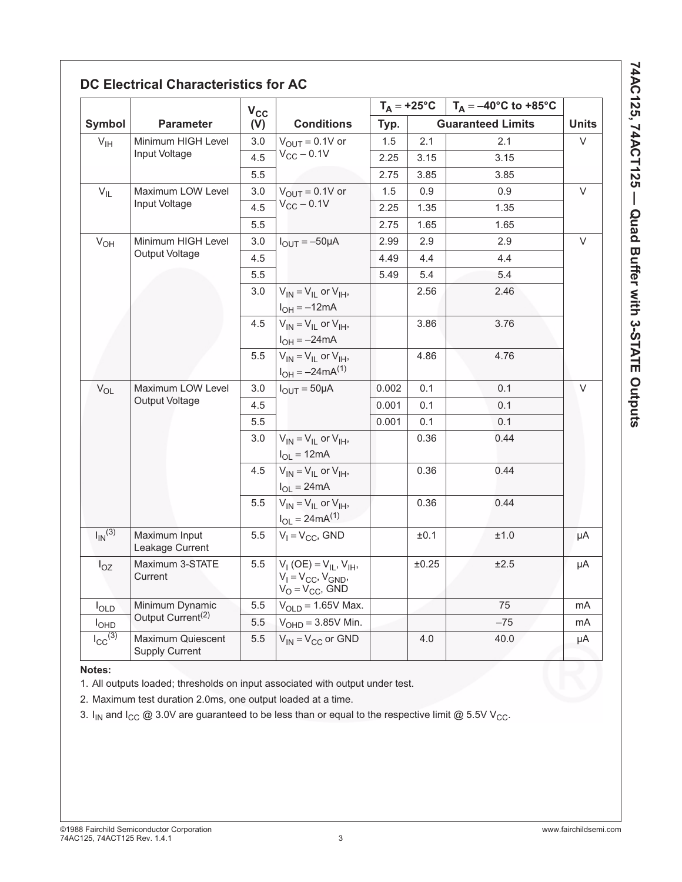## DC Electrical Characteristics for AC

| Symbol | Parameter | $V_{CC}$ (V) | Conditions | $T_A = +25°C$ Typ. | $T_A = +25°C$ Guaranteed Limits | $T_A = -40°C$ to $+85°C$ Guaranteed Limits | Units |
|---|---|---|---|---|---|---|---|
| $V_{IH}$ | Minimum HIGH Level Input Voltage | 3.0 | $V_{OUT} = 0.1V$ or $V_{CC} - 0.1V$ | 1.5 | 2.1 | 2.1 | V |
| | | 4.5 | | 2.25 | 3.15 | 3.15 | |
| | | 5.5 | | 2.75 | 3.85 | 3.85 | |
| $V_{IL}$ | Maximum LOW Level Input Voltage | 3.0 | $V_{OUT} = 0.1V$ or $V_{CC} - 0.1V$ | 1.5 | 0.9 | 0.9 | V |
| | | 4.5 | | 2.25 | 1.35 | 1.35 | |
| | | 5.5 | | 2.75 | 1.65 | 1.65 | |
| $V_{OH}$ | Minimum HIGH Level Output Voltage | 3.0 | $I_{OUT} = -50μA$ | 2.99 | 2.9 | 2.9 | V |
| | | 4.5 | | 4.49 | 4.4 | 4.4 | |
| | | 5.5 | | 5.49 | 5.4 | 5.4 | |
| | | 3.0 | $V_{IN} = V_{IL}$ or $V_{IH}$, $I_{OH} = -12mA$ | | 2.56 | 2.46 | |
| | | 4.5 | $V_{IN} = V_{IL}$ or $V_{IH}$, $I_{OH} = -24mA$ | | 3.86 | 3.76 | |
| | | 5.5 | $V_{IN} = V_{IL}$ or $V_{IH}$, $I_{OH} = -24mA$[1] | | 4.86 | 4.76 | |
| $V_{OL}$ | Maximum LOW Level Output Voltage | 3.0 | $I_{OUT} = 50μA$ | 0.002 | 0.1 | 0.1 | V |
| | | 4.5 | | 0.001 | 0.1 | 0.1 | |
| | | 5.5 | | 0.001 | 0.1 | 0.1 | |
| | | 3.0 | $V_{IN} = V_{IL}$ or $V_{IH}$, $I_{OL} = 12mA$ | | 0.36 | 0.44 | |
| | | 4.5 | $V_{IN} = V_{IL}$ or $V_{IH}$, $I_{OL} = 24mA$ | | 0.36 | 0.44 | |
| | | 5.5 | $V_{IN} = V_{IL}$ or $V_{IH}$, $I_{OL} = 24mA$[1] | | 0.36 | 0.44 | |
| $I_{IN}$[3] | Maximum Input Leakage Current | 5.5 | $V_I = V_{CC}$, GND | | ±0.1 | ±1.0 | μA |
| $I_{OZ}$ | Maximum 3-STATE Current | 5.5 | $V_I (OE) = V_{IL}, V_{IH}$, $V_I = V_{CC}, V_{GND}$, $V_O = V_{CC}$, GND | | ±0.25 | ±2.5 | μA |
| $I_{OLD}$ | Minimum Dynamic Output Current[2] | 5.5 | $V_{OLD} = 1.65V$ Max. | | | 75 | mA |
| $I_{OHD}$ | | 5.5 | $V_{OHD} = 3.85V$ Min. | | | –75 | mA |
| $I_{CC}$[3] | Maximum Quiescent Supply Current | 5.5 | $V_{IN} = V_{CC}$ or GND | | 4.0 | 40.0 | μA |

**Notes:**

1. All outputs loaded; thresholds on input associated with output under test.
2. Maximum test duration 2.0ms, one output loaded at a time.
3. $I_{IN}$ and $I_{CC}$ @ 3.0V are guaranteed to be less than or equal to the respective limit @ 5.5V $V_{CC}$.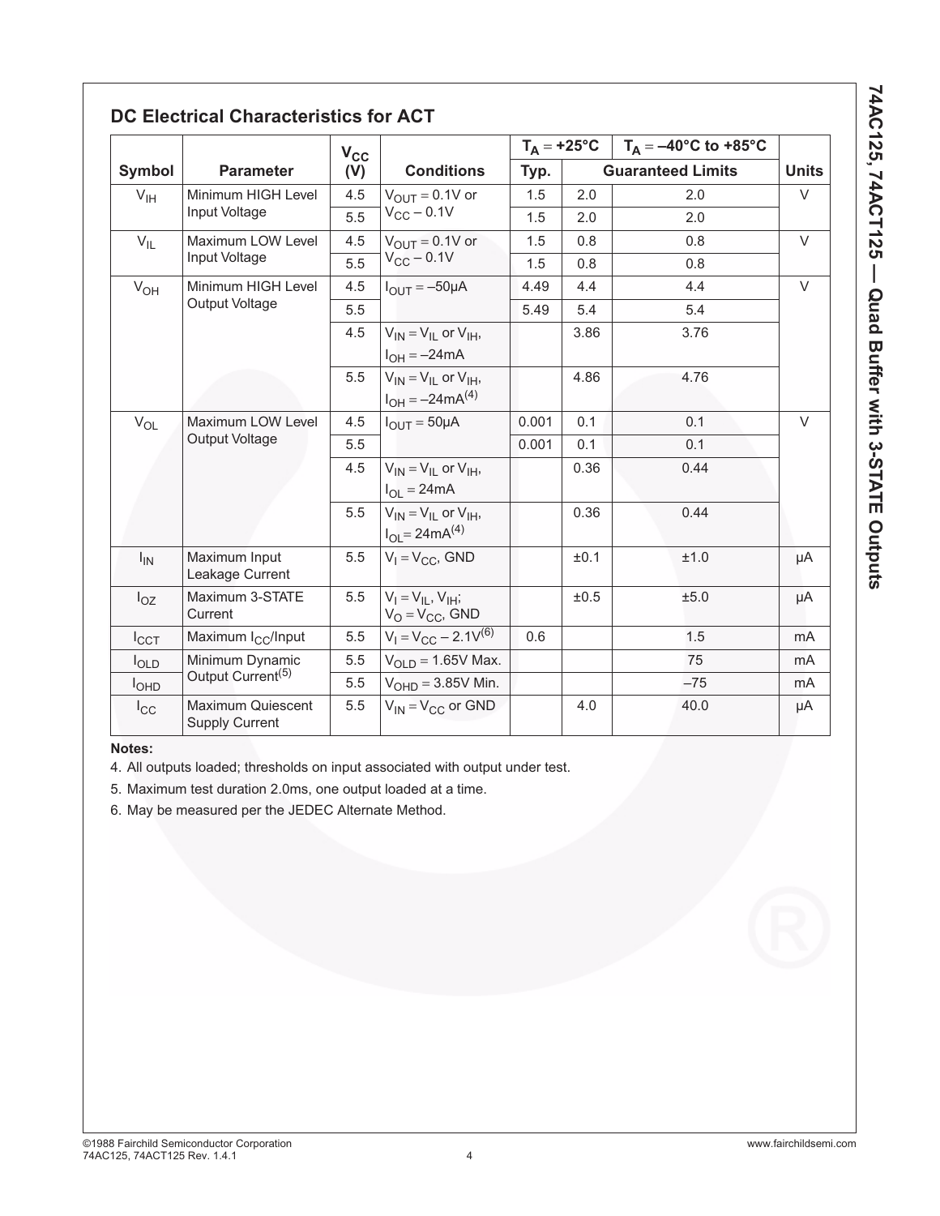## DC Electrical Characteristics for ACT

| Symbol | Parameter | $V_{CC}$ (V) | Conditions | $T_A = +25°C$ Typ. | $T_A = +25°C$ Guaranteed Limits | $T_A = –40°C$ to $+85°C$ Guaranteed Limits | Units |
|---|---|---|---|---|---|---|---|
| $V_{IH}$ | Minimum HIGH Level Input Voltage | 4.5 | $V_{OUT} = 0.1V$ or $V_{CC} – 0.1V$ | 1.5 | 2.0 | 2.0 | V |
| | | 5.5 | | 1.5 | 2.0 | 2.0 | |
| $V_{IL}$ | Maximum LOW Level Input Voltage | 4.5 | $V_{OUT} = 0.1V$ or $V_{CC} – 0.1V$ | 1.5 | 0.8 | 0.8 | V |
| | | 5.5 | | 1.5 | 0.8 | 0.8 | |
| $V_{OH}$ | Minimum HIGH Level Output Voltage | 4.5 | $I_{OUT} = –50µA$ | 4.49 | 4.4 | 4.4 | V |
| | | 5.5 | | 5.49 | 5.4 | 5.4 | |
| | | 4.5 | $V_{IN} = V_{IL}$ or $V_{IH}$, $I_{OH} = –24mA$ | | 3.86 | 3.76 | |
| | | 5.5 | $V_{IN} = V_{IL}$ or $V_{IH}$, $I_{OH} = –24mA$[4] | | 4.86 | 4.76 | |
| $V_{OL}$ | Maximum LOW Level Output Voltage | 4.5 | $I_{OUT} = 50µA$ | 0.001 | 0.1 | 0.1 | V |
| | | 5.5 | | 0.001 | 0.1 | 0.1 | |
| | | 4.5 | $V_{IN} = V_{IL}$ or $V_{IH}$, $I_{OL} = 24mA$ | | 0.36 | 0.44 | |
| | | 5.5 | $V_{IN} = V_{IL}$ or $V_{IH}$, $I_{OL} = 24mA$[4] | | 0.36 | 0.44 | |
| $I_{IN}$ | Maximum Input Leakage Current | 5.5 | $V_I = V_{CC}$, GND | | ±0.1 | ±1.0 | µA |
| $I_{OZ}$ | Maximum 3-STATE Current | 5.5 | $V_I = V_{IL}$, $V_{IH}$; $V_O = V_{CC}$, GND | | ±0.5 | ±5.0 | µA |
| $I_{CCT}$ | Maximum $I_{CC}$/Input | 5.5 | $V_I = V_{CC} – 2.1V$[6] | 0.6 | | 1.5 | mA |
| $I_{OLD}$ | Minimum Dynamic Output Current[5] | 5.5 | $V_{OLD} = 1.65V$ Max. | | | 75 | mA |
| $I_{OHD}$ | | 5.5 | $V_{OHD} = 3.85V$ Min. | | | –75 | mA |
| $I_{CC}$ | Maximum Quiescent Supply Current | 5.5 | $V_{IN} = V_{CC}$ or GND | | 4.0 | 40.0 | µA |

**Notes:**

4. All outputs loaded; thresholds on input associated with output under test.

5. Maximum test duration 2.0ms, one output loaded at a time.

6. May be measured per the JEDEC Alternate Method.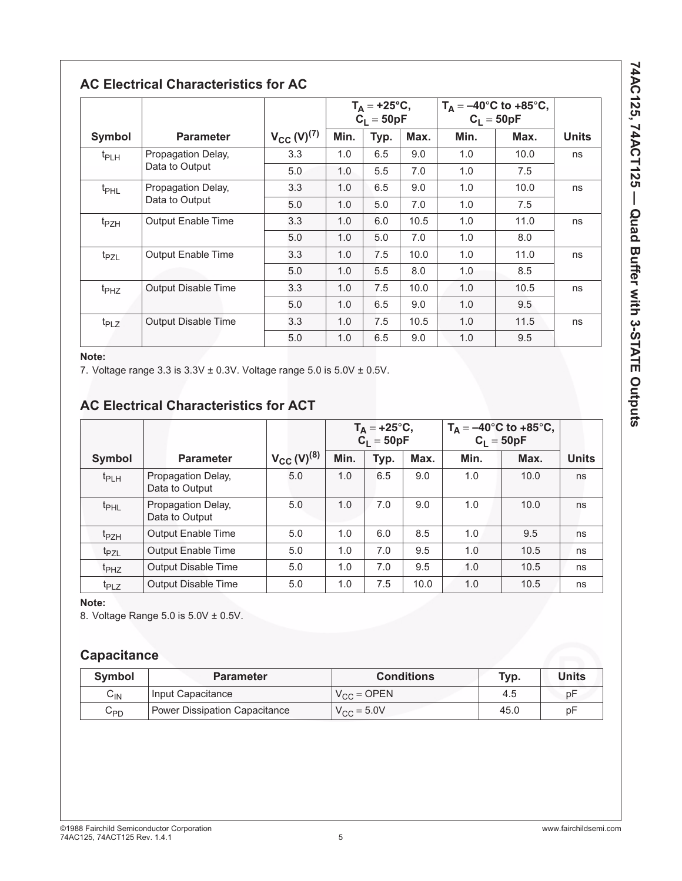## AC Electrical Characteristics for AC

| Symbol | Parameter | $V_{CC}$ (V)[7] | $T_A = +25°C$, $C_L = 50pF$ | | | $T_A = -40°C$ to $+85°C$, $C_L = 50pF$ | | Units |
|---|---|---|---|---|---|---|---|---|
| | | | Min. | Typ. | Max. | Min. | Max. | |
| $t_{PLH}$ | Propagation Delay, Data to Output | 3.3 | 1.0 | 6.5 | 9.0 | 1.0 | 10.0 | ns |
| | | 5.0 | 1.0 | 5.5 | 7.0 | 1.0 | 7.5 | |
| $t_{PHL}$ | Propagation Delay, Data to Output | 3.3 | 1.0 | 6.5 | 9.0 | 1.0 | 10.0 | ns |
| | | 5.0 | 1.0 | 5.0 | 7.0 | 1.0 | 7.5 | |
| $t_{PZH}$ | Output Enable Time | 3.3 | 1.0 | 6.0 | 10.5 | 1.0 | 11.0 | ns |
| | | 5.0 | 1.0 | 5.0 | 7.0 | 1.0 | 8.0 | |
| $t_{PZL}$ | Output Enable Time | 3.3 | 1.0 | 7.5 | 10.0 | 1.0 | 11.0 | ns |
| | | 5.0 | 1.0 | 5.5 | 8.0 | 1.0 | 8.5 | |
| $t_{PHZ}$ | Output Disable Time | 3.3 | 1.0 | 7.5 | 10.0 | 1.0 | 10.5 | ns |
| | | 5.0 | 1.0 | 6.5 | 9.0 | 1.0 | 9.5 | |
| $t_{PLZ}$ | Output Disable Time | 3.3 | 1.0 | 7.5 | 10.5 | 1.0 | 11.5 | ns |
| | | 5.0 | 1.0 | 6.5 | 9.0 | 1.0 | 9.5 | |

**Note:**

7. Voltage range 3.3 is 3.3V ± 0.3V. Voltage range 5.0 is 5.0V ± 0.5V.

## AC Electrical Characteristics for ACT

| Symbol | Parameter | $V_{CC}$ (V)[8] | $T_A = +25°C$, $C_L = 50pF$ | | | $T_A = -40°C$ to $+85°C$, $C_L = 50pF$ | | Units |
|---|---|---|---|---|---|---|---|---|
| | | | Min. | Typ. | Max. | Min. | Max. | |
| $t_{PLH}$ | Propagation Delay, Data to Output | 5.0 | 1.0 | 6.5 | 9.0 | 1.0 | 10.0 | ns |
| $t_{PHL}$ | Propagation Delay, Data to Output | 5.0 | 1.0 | 7.0 | 9.0 | 1.0 | 10.0 | ns |
| $t_{PZH}$ | Output Enable Time | 5.0 | 1.0 | 6.0 | 8.5 | 1.0 | 9.5 | ns |
| $t_{PZL}$ | Output Enable Time | 5.0 | 1.0 | 7.0 | 9.5 | 1.0 | 10.5 | ns |
| $t_{PHZ}$ | Output Disable Time | 5.0 | 1.0 | 7.0 | 9.5 | 1.0 | 10.5 | ns |
| $t_{PLZ}$ | Output Disable Time | 5.0 | 1.0 | 7.5 | 10.0 | 1.0 | 10.5 | ns |

**Note:**

8. Voltage Range 5.0 is 5.0V ± 0.5V.

## Capacitance

| Symbol | Parameter | Conditions | Typ. | Units |
|---|---|---|---|---|
| $C_{IN}$ | Input Capacitance | $V_{CC}$ = OPEN | 4.5 | pF |
| $C_{PD}$ | Power Dissipation Capacitance | $V_{CC}$ = 5.0V | 45.0 | pF |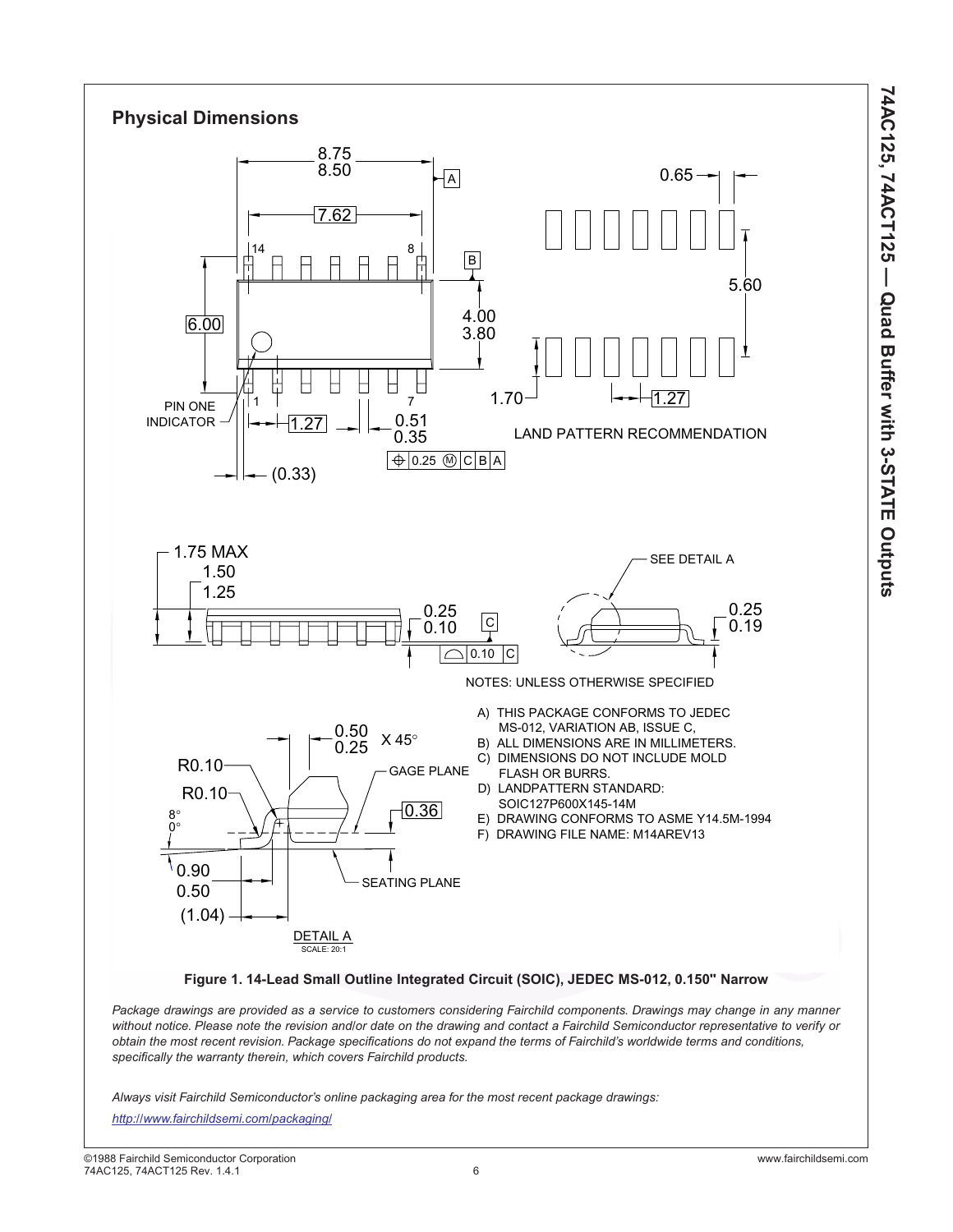## Physical Dimensions

NOTES: UNLESS OTHERWISE SPECIFIED

A) THIS PACKAGE CONFORMS TO JEDEC MS-012, VARIATION AB, ISSUE C,
B) ALL DIMENSIONS ARE IN MILLIMETERS.
C) DIMENSIONS DO NOT INCLUDE MOLD FLASH OR BURRS.
D) LANDPATTERN STANDARD: SOIC127P600X145-14M
E) DRAWING CONFORMS TO ASME Y14.5M-1994
F) DRAWING FILE NAME: M14AREV13

**Figure 1. 14-Lead Small Outline Integrated Circuit (SOIC), JEDEC MS-012, 0.150" Narrow**

*Package drawings are provided as a service to customers considering Fairchild components. Drawings may change in any manner without notice. Please note the revision and/or date on the drawing and contact a Fairchild Semiconductor representative to verify or obtain the most recent revision. Package specifications do not expand the terms of Fairchild's worldwide terms and conditions, specifically the warranty therein, which covers Fairchild products.*

*Always visit Fairchild Semiconductor's online packaging area for the most recent package drawings:*

*http://www.fairchildsemi.com/packaging/*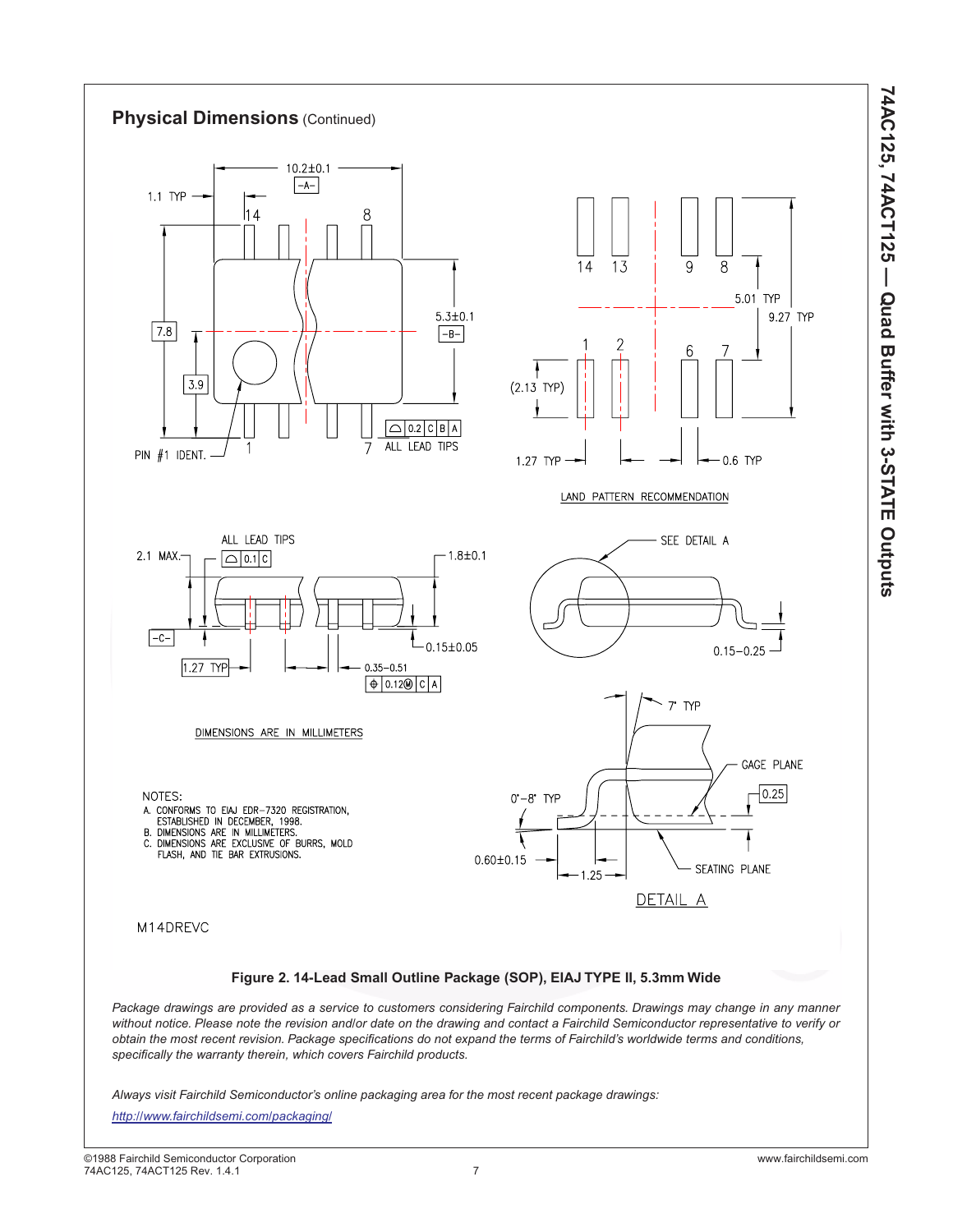## Physical Dimensions (Continued)

DIMENSIONS ARE IN MILLIMETERS

NOTES:
A. CONFORMS TO EIAJ EDR-7320 REGISTRATION, ESTABLISHED IN DECEMBER, 1998.
B. DIMENSIONS ARE IN MILLIMETERS.
C. DIMENSIONS ARE EXCLUSIVE OF BURRS, MOLD FLASH, AND TIE BAR EXTRUSIONS.

M14DREVC

**Figure 2. 14-Lead Small Outline Package (SOP), EIAJ TYPE II, 5.3mm Wide**

*Package drawings are provided as a service to customers considering Fairchild components. Drawings may change in any manner without notice. Please note the revision and/or date on the drawing and contact a Fairchild Semiconductor representative to verify or obtain the most recent revision. Package specifications do not expand the terms of Fairchild's worldwide terms and conditions, specifically the warranty therein, which covers Fairchild products.*

*Always visit Fairchild Semiconductor's online packaging area for the most recent package drawings:*

*http://www.fairchildsemi.com/packaging/*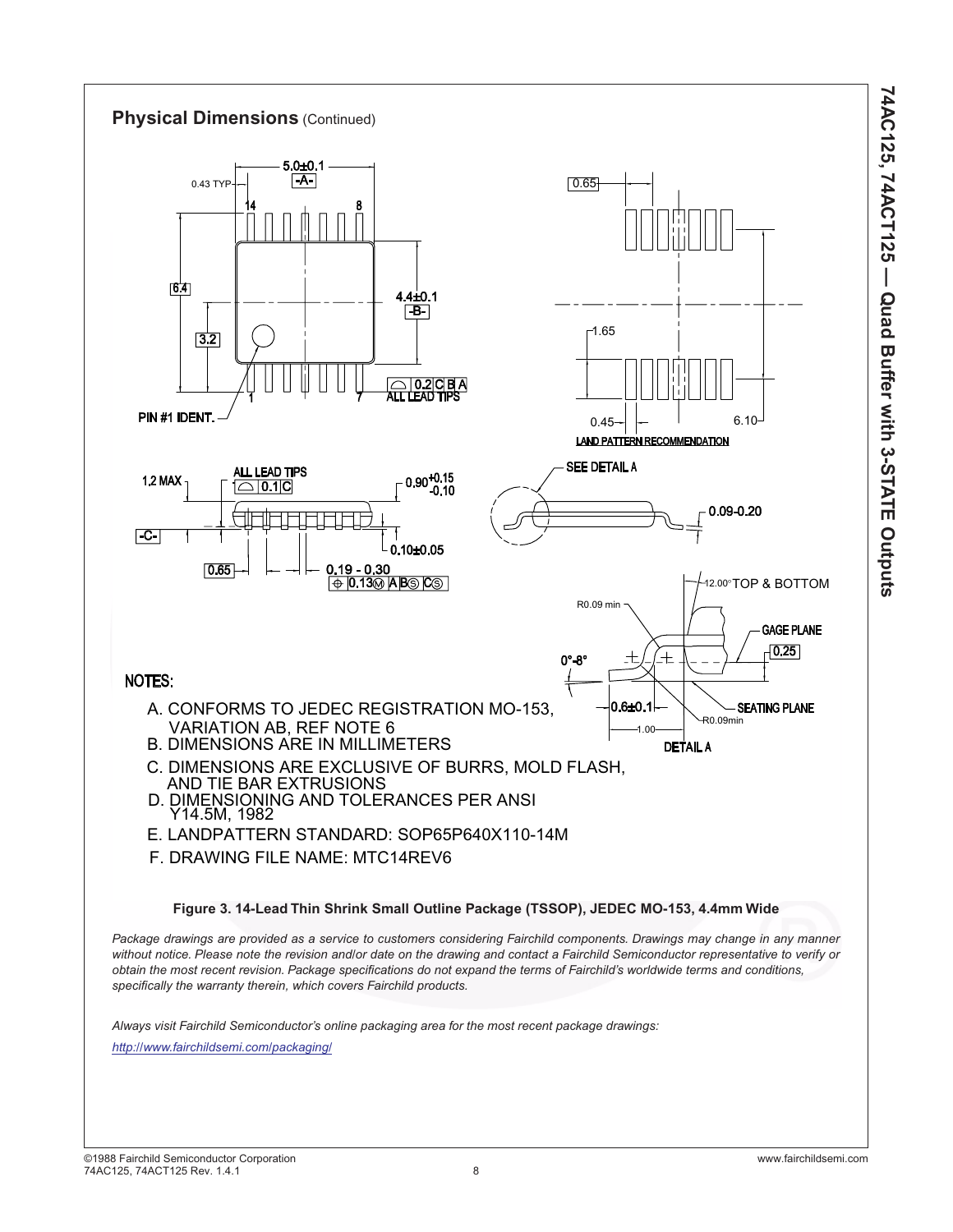## Physical Dimensions (Continued)

NOTES:

A. CONFORMS TO JEDEC REGISTRATION MO-153, VARIATION AB, REF NOTE 6

B. DIMENSIONS ARE IN MILLIMETERS

C. DIMENSIONS ARE EXCLUSIVE OF BURRS, MOLD FLASH, AND TIE BAR EXTRUSIONS

D. DIMENSIONING AND TOLERANCES PER ANSI Y14.5M, 1982

E. LANDPATTERN STANDARD: SOP65P640X110-14M

F. DRAWING FILE NAME: MTC14REV6

**Figure 3. 14-Lead Thin Shrink Small Outline Package (TSSOP), JEDEC MO-153, 4.4mm Wide**

*Package drawings are provided as a service to customers considering Fairchild components. Drawings may change in any manner without notice. Please note the revision and/or date on the drawing and contact a Fairchild Semiconductor representative to verify or obtain the most recent revision. Package specifications do not expand the terms of Fairchild's worldwide terms and conditions, specifically the warranty therein, which covers Fairchild products.*

*Always visit Fairchild Semiconductor's online packaging area for the most recent package drawings:*

*http://www.fairchildsemi.com/packaging/*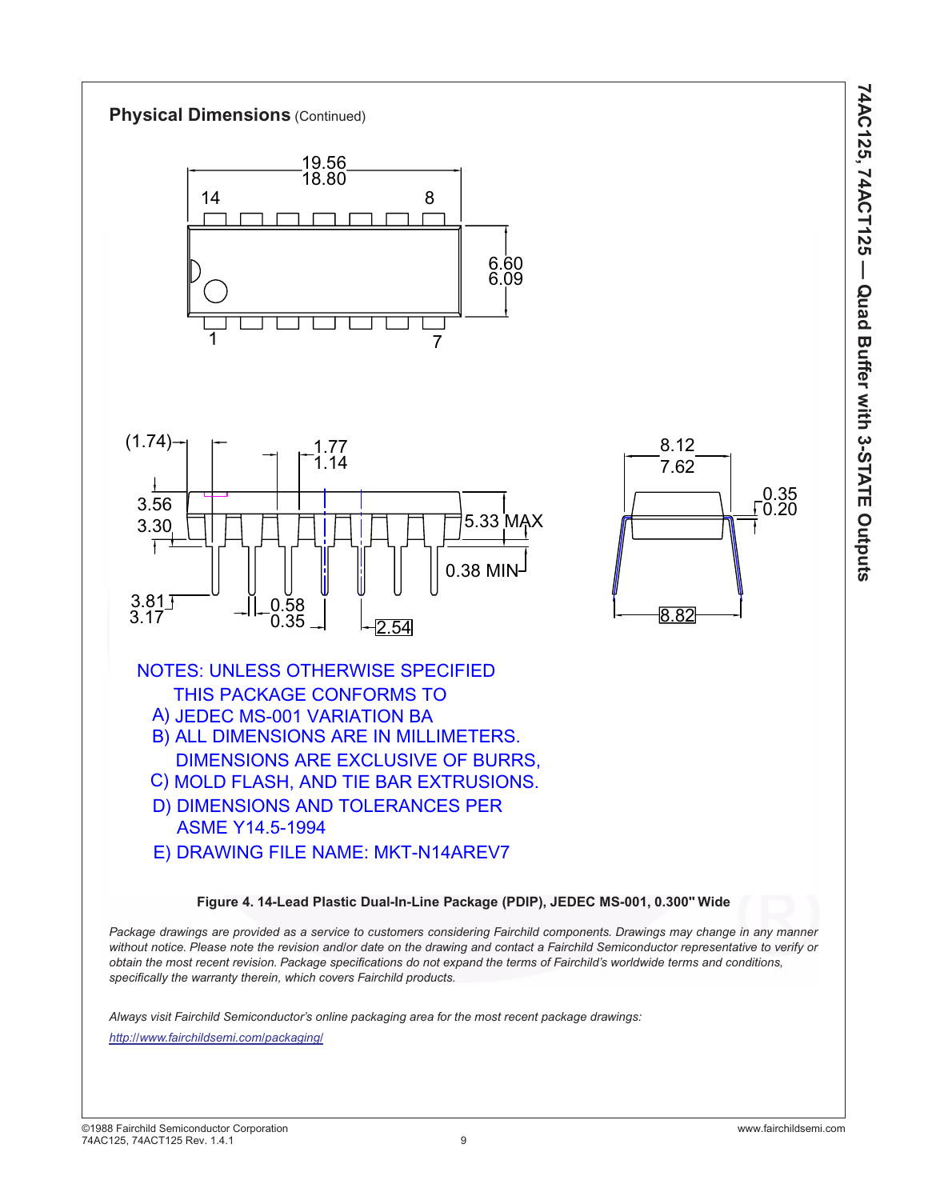## Physical Dimensions (Continued)

NOTES: UNLESS OTHERWISE SPECIFIED

THIS PACKAGE CONFORMS TO

A) JEDEC MS-001 VARIATION BA

B) ALL DIMENSIONS ARE IN MILLIMETERS.

C) DIMENSIONS ARE EXCLUSIVE OF BURRS, MOLD FLASH, AND TIE BAR EXTRUSIONS.

D) DIMENSIONS AND TOLERANCES PER ASME Y14.5-1994

E) DRAWING FILE NAME: MKT-N14AREV7

**Figure 4. 14-Lead Plastic Dual-In-Line Package (PDIP), JEDEC MS-001, 0.300" Wide**

*Package drawings are provided as a service to customers considering Fairchild components. Drawings may change in any manner without notice. Please note the revision and/or date on the drawing and contact a Fairchild Semiconductor representative to verify or obtain the most recent revision. Package specifications do not expand the terms of Fairchild's worldwide terms and conditions, specifically the warranty therein, which covers Fairchild products.*

*Always visit Fairchild Semiconductor's online packaging area for the most recent package drawings:*
*http://www.fairchildsemi.com/packaging/*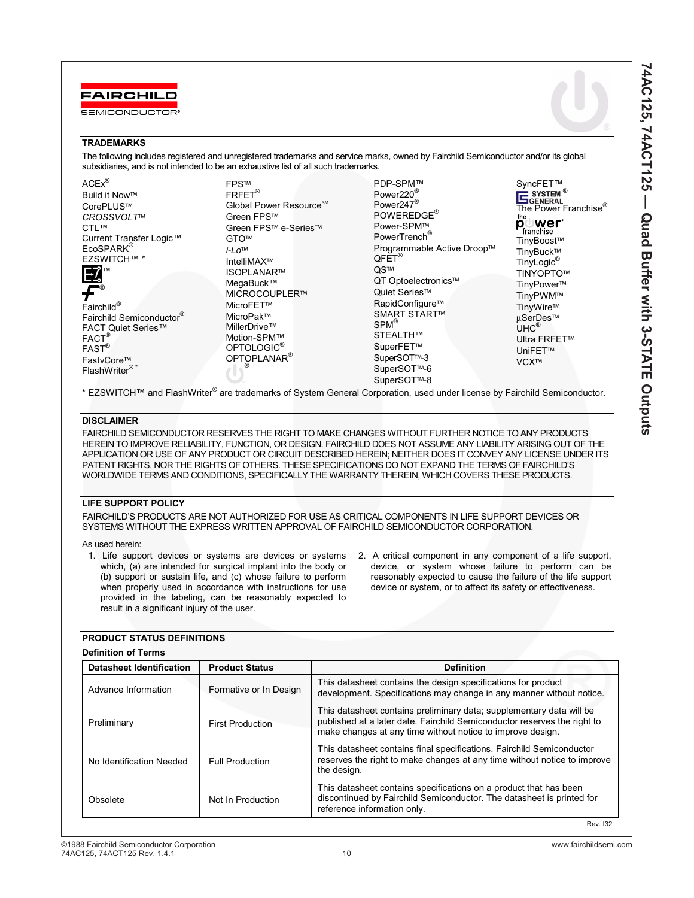## TRADEMARKS

The following includes registered and unregistered trademarks and service marks, owned by Fairchild Semiconductor and/or its global subsidiaries, and is not intended to be an exhaustive list of all such trademarks.

ACEx®
Build it Now™
CorePLUS™
*CROSSVOLT™*
CTL™
Current Transfer Logic™
EcoSPARK®
EZSWITCH™ *
™
®
Fairchild®
Fairchild Semiconductor®
FACT Quiet Series™
FACT®
FAST®
FastvCore™
FlashWriter® *
FPS™
FRFET®
Global Power Resource℠
Green FPS™
Green FPS™ e-Series™
GTO™
*i-Lo™*
IntelliMAX™
ISOPLANAR™
MegaBuck™
MICROCOUPLER™
MicroFET™
MicroPak™
MillerDrive™
Motion-SPM™
OPTOLOGIC®
OPTOPLANAR®
®
PDP-SPM™
Power220®
Power247®
POWEREDGE®
Power-SPM™
PowerTrench®
Programmable Active Droop™
QFET®
QS™
QT Optoelectronics™
Quiet Series™
RapidConfigure™
SMART START™
SPM®
STEALTH™
SuperFET™
SuperSOT™-3
SuperSOT™-6
SuperSOT™-8
SyncFET™
SYSTEM GENERAL®
The Power Franchise®
the power franchise
TinyBoost™
TinyBuck™
TinyLogic®
TINYOPTO™
TinyPower™
TinyPWM™
TinyWire™
µSerDes™
UHC®
Ultra FRFET™
UniFET™
VCX™

\* EZSWITCH™ and FlashWriter® are trademarks of System General Corporation, used under license by Fairchild Semiconductor.

## DISCLAIMER

FAIRCHILD SEMICONDUCTOR RESERVES THE RIGHT TO MAKE CHANGES WITHOUT FURTHER NOTICE TO ANY PRODUCTS HEREIN TO IMPROVE RELIABILITY, FUNCTION, OR DESIGN. FAIRCHILD DOES NOT ASSUME ANY LIABILITY ARISING OUT OF THE APPLICATION OR USE OF ANY PRODUCT OR CIRCUIT DESCRIBED HEREIN; NEITHER DOES IT CONVEY ANY LICENSE UNDER ITS PATENT RIGHTS, NOR THE RIGHTS OF OTHERS. THESE SPECIFICATIONS DO NOT EXPAND THE TERMS OF FAIRCHILD'S WORLDWIDE TERMS AND CONDITIONS, SPECIFICALLY THE WARRANTY THEREIN, WHICH COVERS THESE PRODUCTS.

## LIFE SUPPORT POLICY

FAIRCHILD'S PRODUCTS ARE NOT AUTHORIZED FOR USE AS CRITICAL COMPONENTS IN LIFE SUPPORT DEVICES OR SYSTEMS WITHOUT THE EXPRESS WRITTEN APPROVAL OF FAIRCHILD SEMICONDUCTOR CORPORATION.

As used herein:

1. Life support devices or systems are devices or systems which, (a) are intended for surgical implant into the body or (b) support or sustain life, and (c) whose failure to perform when properly used in accordance with instructions for use provided in the labeling, can be reasonably expected to result in a significant injury of the user.
2. A critical component in any component of a life support, device, or system whose failure to perform can be reasonably expected to cause the failure of the life support device or system, or to affect its safety or effectiveness.

## PRODUCT STATUS DEFINITIONS

**Definition of Terms**

| Datasheet Identification | Product Status | Definition |
|---|---|---|
| Advance Information | Formative or In Design | This datasheet contains the design specifications for product development. Specifications may change in any manner without notice. |
| Preliminary | First Production | This datasheet contains preliminary data; supplementary data will be published at a later date. Fairchild Semiconductor reserves the right to make changes at any time without notice to improve design. |
| No Identification Needed | Full Production | This datasheet contains final specifications. Fairchild Semiconductor reserves the right to make changes at any time without notice to improve the design. |
| Obsolete | Not In Production | This datasheet contains specifications on a product that has been discontinued by Fairchild Semiconductor. The datasheet is printed for reference information only. |

Rev. I32